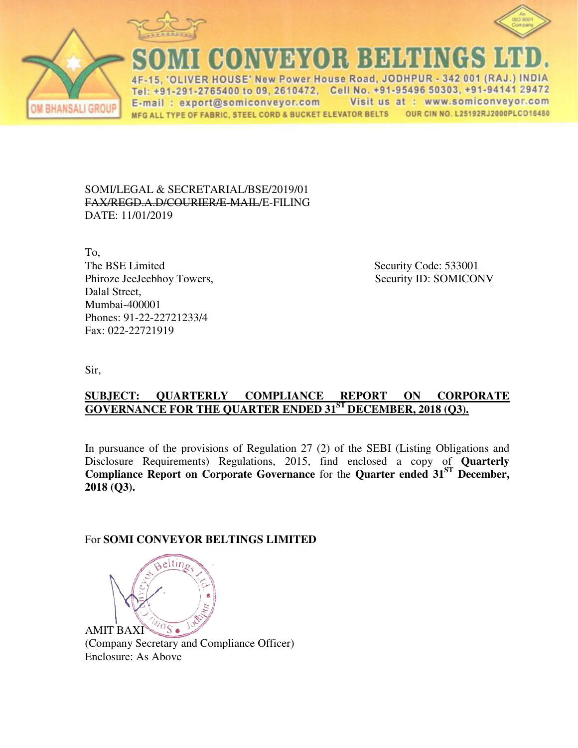# SOMI CONVEYOR BELTINGS LTD.

OM BHANSALI GROUP

4F-15, 'OLIVER HOUSE' New Power House Road, JODHPUR - 342 001 (RAJ.) INDIA
Tel: +91-291-2765400 to 09, 2610472, Cell No. +91-95496 50303, +91-94141 29472
E-mail : export@somiconveyor.com Visit us at : www.somiconveyor.com
MFG ALL TYPE OF FABRIC, STEEL CORD & BUCKET ELEVATOR BELTS OUR CIN NO. L25192RJ2000PLC016480

SOMI/LEGAL & SECRETARIAL/BSE/2019/01
~~FAX/REGD.A.D/COURIER/E-MAIL/~~E-FILING
DATE: 11/01/2019

To,
The BSE Limited
Phiroze JeeJeebhoy Towers,
Dalal Street,
Mumbai-400001
Phones: 91-22-22721233/4
Fax: 022-22721919

Security Code: 533001
Security ID: SOMICONV

Sir,

**SUBJECT: QUARTERLY COMPLIANCE REPORT ON CORPORATE GOVERNANCE FOR THE QUARTER ENDED 31ST DECEMBER, 2018 (Q3).**

In pursuance of the provisions of Regulation 27 (2) of the SEBI (Listing Obligations and Disclosure Requirements) Regulations, 2015, find enclosed a copy of **Quarterly Compliance Report on Corporate Governance** for the **Quarter ended 31ST December, 2018 (Q3).**

For **SOMI CONVEYOR BELTINGS LIMITED**

AMIT BAXI
(Company Secretary and Compliance Officer)
Enclosure: As Above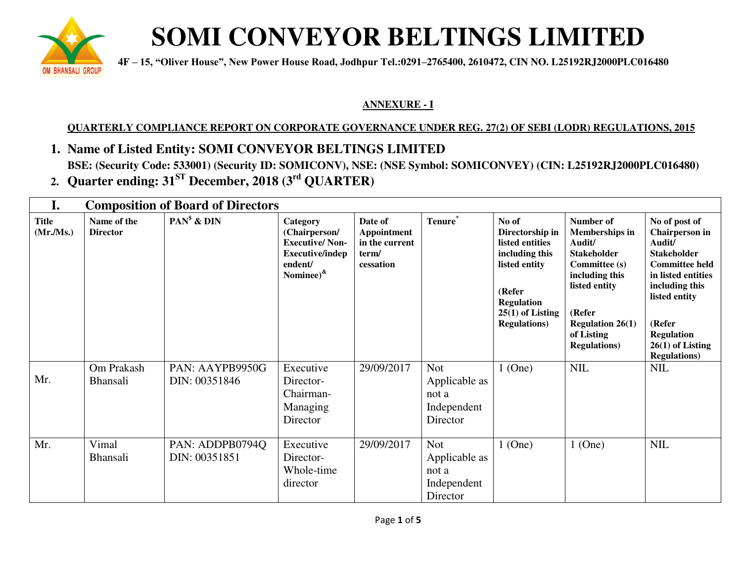# SOMI CONVEYOR BELTINGS LIMITED

**4F – 15, "Oliver House", New Power House Road, Jodhpur Tel.:0291–2765400, 2610472, CIN NO. L25192RJ2000PLC016480**

**ANNEXURE - I**

**QUARTERLY COMPLIANCE REPORT ON CORPORATE GOVERNANCE UNDER REG. 27(2) OF SEBI (LODR) REGULATIONS, 2015**

1. **Name of Listed Entity: SOMI CONVEYOR BELTINGS LIMITED**
   **BSE: (Security Code: 533001) (Security ID: SOMICONV), NSE: (NSE Symbol: SOMICONVEY) (CIN: L25192RJ2000PLC016480)**
2. **Quarter ending: 31[ST] December, 2018 (3[rd] QUARTER)**

## I. Composition of Board of Directors

| Title (Mr./Ms.) | Name of the Director | PAN[$] & DIN | Category (Chairperson/ Executive/ Non-Executive/independent/ Nominee)[&] | Date of Appointment in the current term/ cessation | Tenure[*] | No of Directorship in listed entities including this listed entity (Refer Regulation 25(1) of Listing Regulations) | Number of Memberships in Audit/ Stakeholder Committee (s) including this listed entity (Refer Regulation 26(1) of Listing Regulations) | No of post of Chairperson in Audit/ Stakeholder Committee held in listed entities including this listed entity (Refer Regulation 26(1) of Listing Regulations) |
|---|---|---|---|---|---|---|---|---|
| Mr. | Om Prakash Bhansali | PAN: AAYPB9950G DIN: 00351846 | Executive Director-Chairman-Managing Director | 29/09/2017 | Not Applicable as not a Independent Director | 1 (One) | NIL | NIL |
| Mr. | Vimal Bhansali | PAN: ADDPB0794Q DIN: 00351851 | Executive Director-Whole-time director | 29/09/2017 | Not Applicable as not a Independent Director | 1 (One) | 1 (One) | NIL |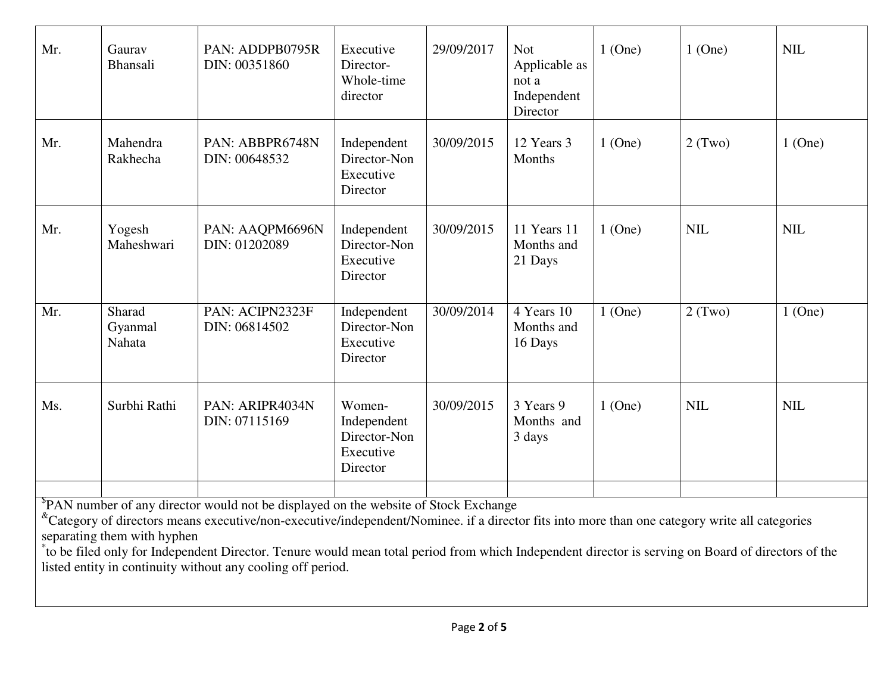| Mr. | Gaurav Bhansali | PAN: ADDPB0795R DIN: 00351860 | Executive Director-Whole-time director | 29/09/2017 | Not Applicable as not a Independent Director | 1 (One) | 1 (One) | NIL |
|---|---|---|---|---|---|---|---|---|
| Mr. | Mahendra Rakhecha | PAN: ABBPR6748N DIN: 00648532 | Independent Director-Non Executive Director | 30/09/2015 | 12 Years 3 Months | 1 (One) | 2 (Two) | 1 (One) |
| Mr. | Yogesh Maheshwari | PAN: AAQPM6696N DIN: 01202089 | Independent Director-Non Executive Director | 30/09/2015 | 11 Years 11 Months and 21 Days | 1 (One) | NIL | NIL |
| Mr. | Sharad Gyanmal Nahata | PAN: ACIPN2323F DIN: 06814502 | Independent Director-Non Executive Director | 30/09/2014 | 4 Years 10 Months and 16 Days | 1 (One) | 2 (Two) | 1 (One) |
| Ms. | Surbhi Rathi | PAN: ARIPR4034N DIN: 07115169 | Women-Independent Director-Non Executive Director | 30/09/2015 | 3 Years 9 Months and 3 days | 1 (One) | NIL | NIL |
| | | | | | | | | |

$PAN number of any director would not be displayed on the website of Stock Exchange

&Category of directors means executive/non-executive/independent/Nominee. if a director fits into more than one category write all categories separating them with hyphen

*to be filed only for Independent Director. Tenure would mean total period from which Independent director is serving on Board of directors of the listed entity in continuity without any cooling off period.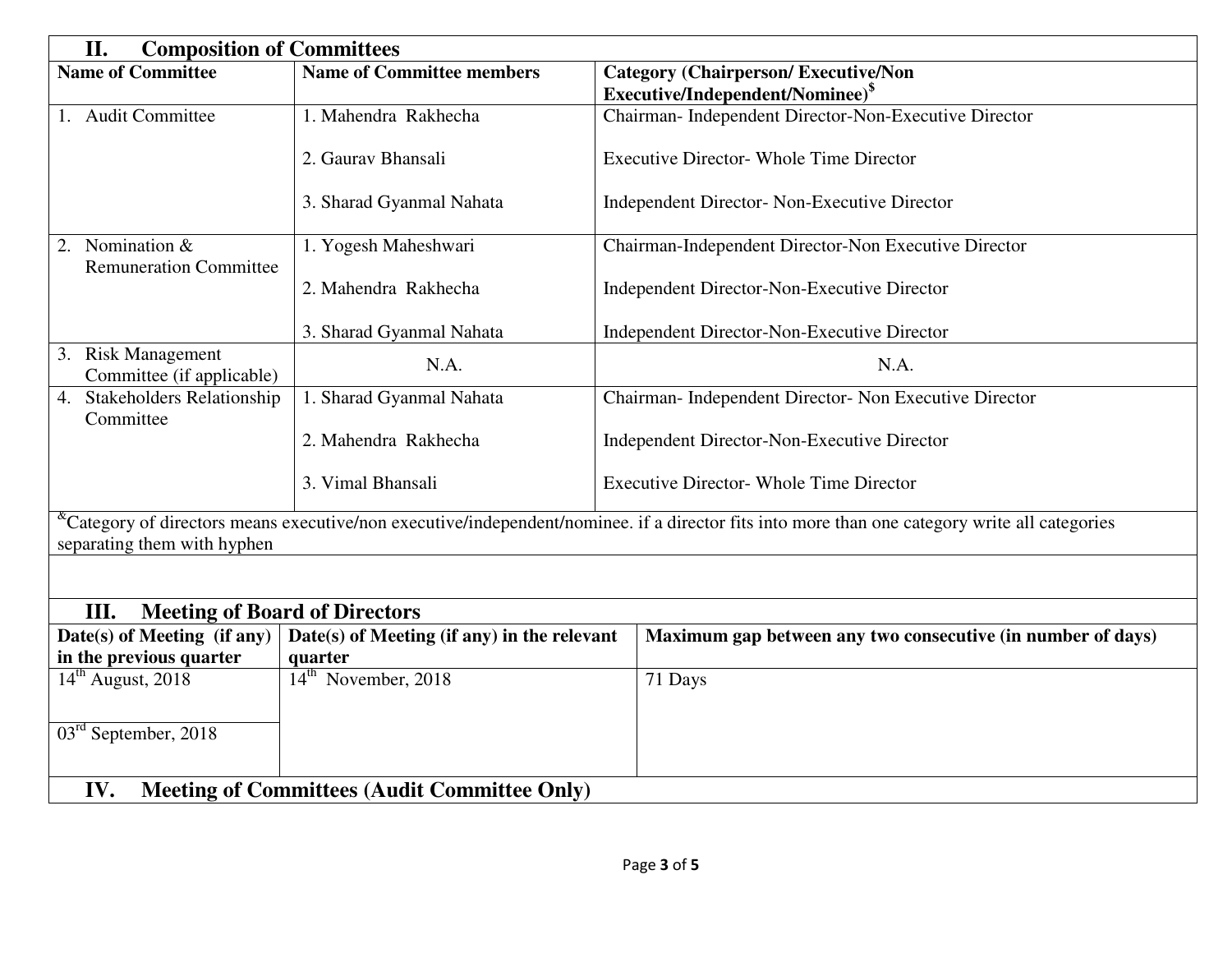## II. Composition of Committees

| Name of Committee | Name of Committee members | Category (Chairperson/ Executive/Non Executive/Independent/Nominee)$ |
|---|---|---|
| 1. Audit Committee | 1. Mahendra Rakhecha | Chairman- Independent Director-Non-Executive Director |
| | 2. Gaurav Bhansali | Executive Director- Whole Time Director |
| | 3. Sharad Gyanmal Nahata | Independent Director- Non-Executive Director |
| 2. Nomination & Remuneration Committee | 1. Yogesh Maheshwari | Chairman-Independent Director-Non Executive Director |
| | 2. Mahendra Rakhecha | Independent Director-Non-Executive Director |
| | 3. Sharad Gyanmal Nahata | Independent Director-Non-Executive Director |
| 3. Risk Management Committee (if applicable) | N.A. | N.A. |
| 4. Stakeholders Relationship Committee | 1. Sharad Gyanmal Nahata | Chairman- Independent Director- Non Executive Director |
| | 2. Mahendra Rakhecha | Independent Director-Non-Executive Director |
| | 3. Vimal Bhansali | Executive Director- Whole Time Director |

&Category of directors means executive/non executive/independent/nominee. if a director fits into more than one category write all categories separating them with hyphen

## III. Meeting of Board of Directors

| Date(s) of Meeting (if any) in the previous quarter | Date(s) of Meeting (if any) in the relevant quarter | Maximum gap between any two consecutive (in number of days) |
|---|---|---|
| 14th August, 2018 | 14th November, 2018 | 71 Days |
| 03rd September, 2018 | | |

## IV. Meeting of Committees (Audit Committee Only)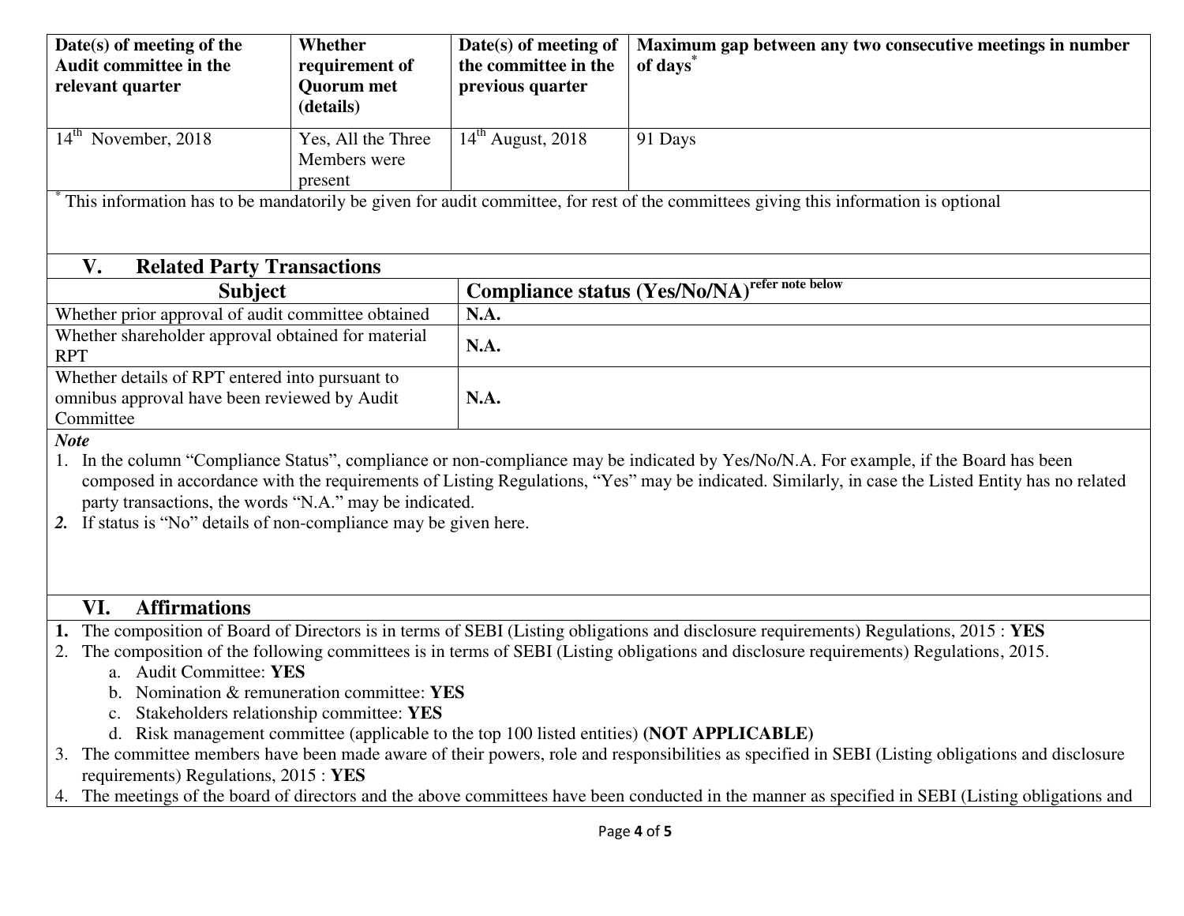| Date(s) of meeting of the Audit committee in the relevant quarter | Whether requirement of Quorum met (details) | Date(s) of meeting of the committee in the previous quarter | Maximum gap between any two consecutive meetings in number of days* |
|---|---|---|---|
| 14th November, 2018 | Yes, All the Three Members were present | 14th August, 2018 | 91 Days |

* This information has to be mandatorily be given for audit committee, for rest of the committees giving this information is optional

## V. Related Party Transactions

| Subject | Compliance status (Yes/No/NA) refer note below |
|---|---|
| Whether prior approval of audit committee obtained | **N.A.** |
| Whether shareholder approval obtained for material RPT | **N.A.** |
| Whether details of RPT entered into pursuant to omnibus approval have been reviewed by Audit Committee | **N.A.** |

***Note***

1. In the column "Compliance Status", compliance or non-compliance may be indicated by Yes/No/N.A. For example, if the Board has been composed in accordance with the requirements of Listing Regulations, "Yes" may be indicated. Similarly, in case the Listed Entity has no related party transactions, the words "N.A." may be indicated.
2. If status is "No" details of non-compliance may be given here.

## VI. Affirmations

1. The composition of Board of Directors is in terms of SEBI (Listing obligations and disclosure requirements) Regulations, 2015 : **YES**
2. The composition of the following committees is in terms of SEBI (Listing obligations and disclosure requirements) Regulations, 2015.
   a. Audit Committee: **YES**
   b. Nomination & remuneration committee: **YES**
   c. Stakeholders relationship committee: **YES**
   d. Risk management committee (applicable to the top 100 listed entities) **(NOT APPLICABLE)**
3. The committee members have been made aware of their powers, role and responsibilities as specified in SEBI (Listing obligations and disclosure requirements) Regulations, 2015 : **YES**
4. The meetings of the board of directors and the above committees have been conducted in the manner as specified in SEBI (Listing obligations and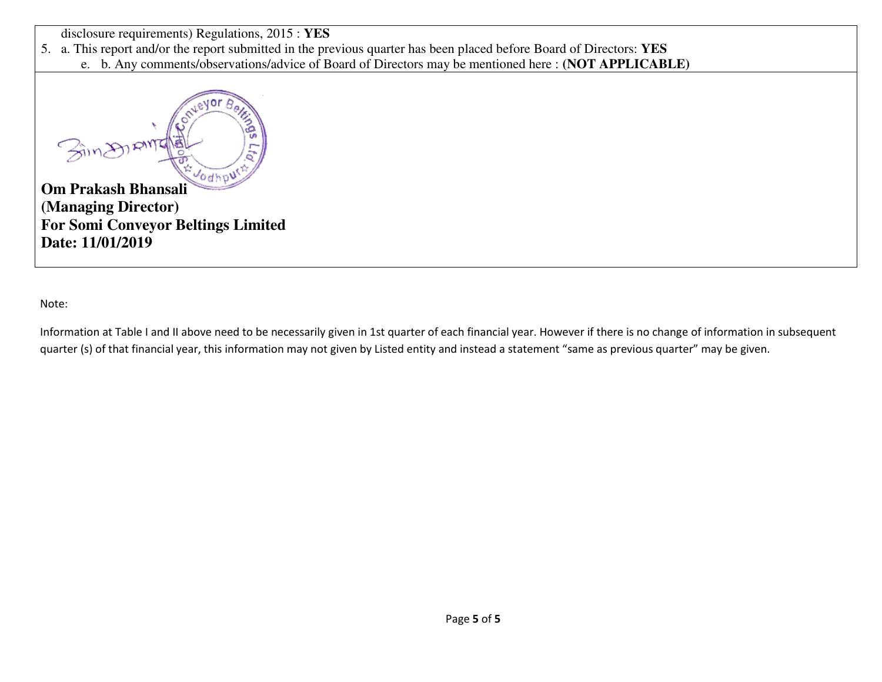disclosure requirements) Regulations, 2015 : **YES**

5. a. This report and/or the report submitted in the previous quarter has been placed before Board of Directors: **YES**
   e. b. Any comments/observations/advice of Board of Directors may be mentioned here : **(NOT APPLICABLE)**

**Om Prakash Bhansali**
**(Managing Director)**
**For Somi Conveyor Beltings Limited**
**Date: 11/01/2019**

Note:

Information at Table I and II above need to be necessarily given in 1st quarter of each financial year. However if there is no change of information in subsequent quarter (s) of that financial year, this information may not given by Listed entity and instead a statement "same as previous quarter" may be given.